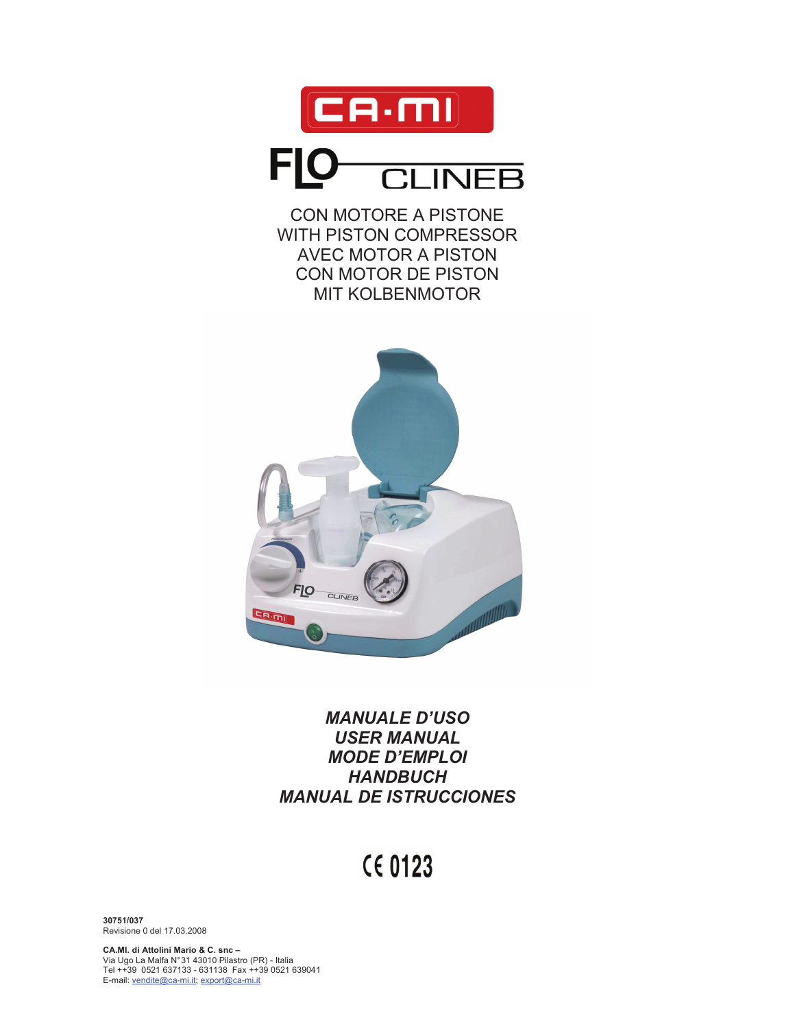# CA·MI

# FLO CLINEB

CON MOTORE A PISTONE
WITH PISTON COMPRESSOR
AVEC MOTOR A PISTON
CON MOTOR DE PISTON
MIT KOLBENMOTOR

***MANUALE D'USO***
***USER MANUAL***
***MODE D'EMPLOI***
***HANDBUCH***
***MANUAL DE ISTRUCCIONES***

CE 0123

**30751/037**
Revisione 0 del 17.03.2008

**CA.MI. di Attolini Mario & C. snc –**
Via Ugo La Malfa N°31 43010 Pilastro (PR) - Italia
Tel ++39 0521 637133 - 631138 Fax ++39 0521 639041
E-mail: vendite@ca-mi.it; export@ca-mi.it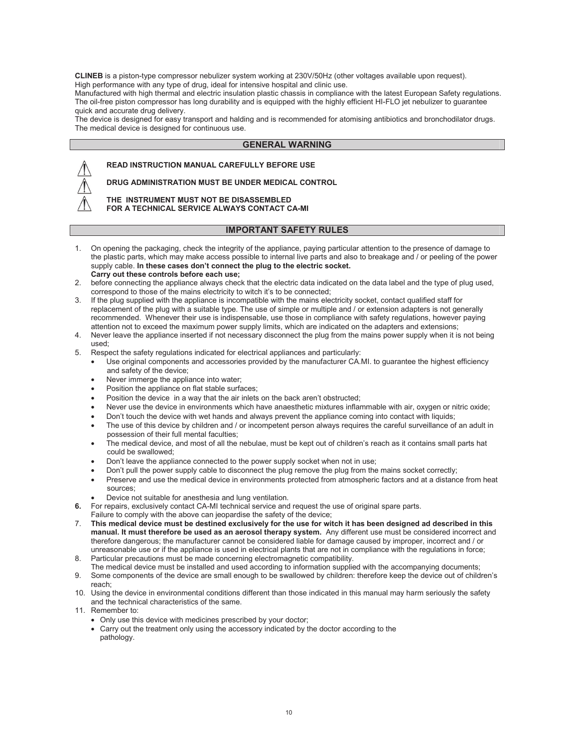**CLINEB** is a piston-type compressor nebulizer system working at 230V/50Hz (other voltages available upon request).
High performance with any type of drug, ideal for intensive hospital and clinic use.
Manufactured with high thermal and electric insulation plastic chassis in compliance with the latest European Safety regulations.
The oil-free piston compressor has long durability and is equipped with the highly efficient HI-FLO jet nebulizer to guarantee quick and accurate drug delivery.
The device is designed for easy transport and halding and is recommended for atomising antibiotics and bronchodilator drugs.
The medical device is designed for continuous use.

## GENERAL WARNING

⚠ **READ INSTRUCTION MANUAL CAREFULLY BEFORE USE**

⚠ **DRUG ADMINISTRATION MUST BE UNDER MEDICAL CONTROL**

⚠ **THE INSTRUMENT MUST NOT BE DISASSEMBLED**
**FOR A TECHNICAL SERVICE ALWAYS CONTACT CA-MI**

## IMPORTANT SAFETY RULES

1. On opening the packaging, check the integrity of the appliance, paying particular attention to the presence of damage to the plastic parts, which may make access possible to internal live parts and also to breakage and / or peeling of the power supply cable. **In these cases don't connect the plug to the electric socket.**
   **Carry out these controls before each use;**
2. before connecting the appliance always check that the electric data indicated on the data label and the type of plug used, correspond to those of the mains electricity to witch it's to be connected;
3. If the plug supplied with the appliance is incompatible with the mains electricity socket, contact qualified staff for replacement of the plug with a suitable type. The use of simple or multiple and / or extension adapters is not generally recommended. Whenever their use is indispensable, use those in compliance with safety regulations, however paying attention not to exceed the maximum power supply limits, which are indicated on the adapters and extensions;
4. Never leave the appliance inserted if not necessary disconnect the plug from the mains power supply when it is not being used;
5. Respect the safety regulations indicated for electrical appliances and particularly:
   - Use original components and accessories provided by the manufacturer CA.MI. to guarantee the highest efficiency and safety of the device;
   - Never immerge the appliance into water;
   - Position the appliance on flat stable surfaces;
   - Position the device in a way that the air inlets on the back aren't obstructed;
   - Never use the device in environments which have anaesthetic mixtures inflammable with air, oxygen or nitric oxide;
   - Don't touch the device with wet hands and always prevent the appliance coming into contact with liquids;
   - The use of this device by children and / or incompetent person always requires the careful surveillance of an adult in possession of their full mental faculties;
   - The medical device, and most of all the nebulae, must be kept out of children's reach as it contains small parts hat could be swallowed;
   - Don't leave the appliance connected to the power supply socket when not in use;
   - Don't pull the power supply cable to disconnect the plug remove the plug from the mains socket correctly;
   - Preserve and use the medical device in environments protected from atmospheric factors and at a distance from heat sources;
   - Device not suitable for anesthesia and lung ventilation.
6. For repairs, exclusively contact CA-MI technical service and request the use of original spare parts.
   Failure to comply with the above can jeopardise the safety of the device;
7. **This medical device must be destined exclusively for the use for witch it has been designed ad described in this manual. It must therefore be used as an aerosol therapy system.** Any different use must be considered incorrect and therefore dangerous; the manufacturer cannot be considered liable for damage caused by improper, incorrect and / or unreasonable use or if the appliance is used in electrical plants that are not in compliance with the regulations in force;
8. Particular precautions must be made concerning electromagnetic compatibility.
   The medical device must be installed and used according to information supplied with the accompanying documents;
9. Some components of the device are small enough to be swallowed by children: therefore keep the device out of children's reach;
10. Using the device in environmental conditions different than those indicated in this manual may harm seriously the safety and the technical characteristics of the same.
11. Remember to:
    - Only use this device with medicines prescribed by your doctor;
    - Carry out the treatment only using the accessory indicated by the doctor according to the pathology.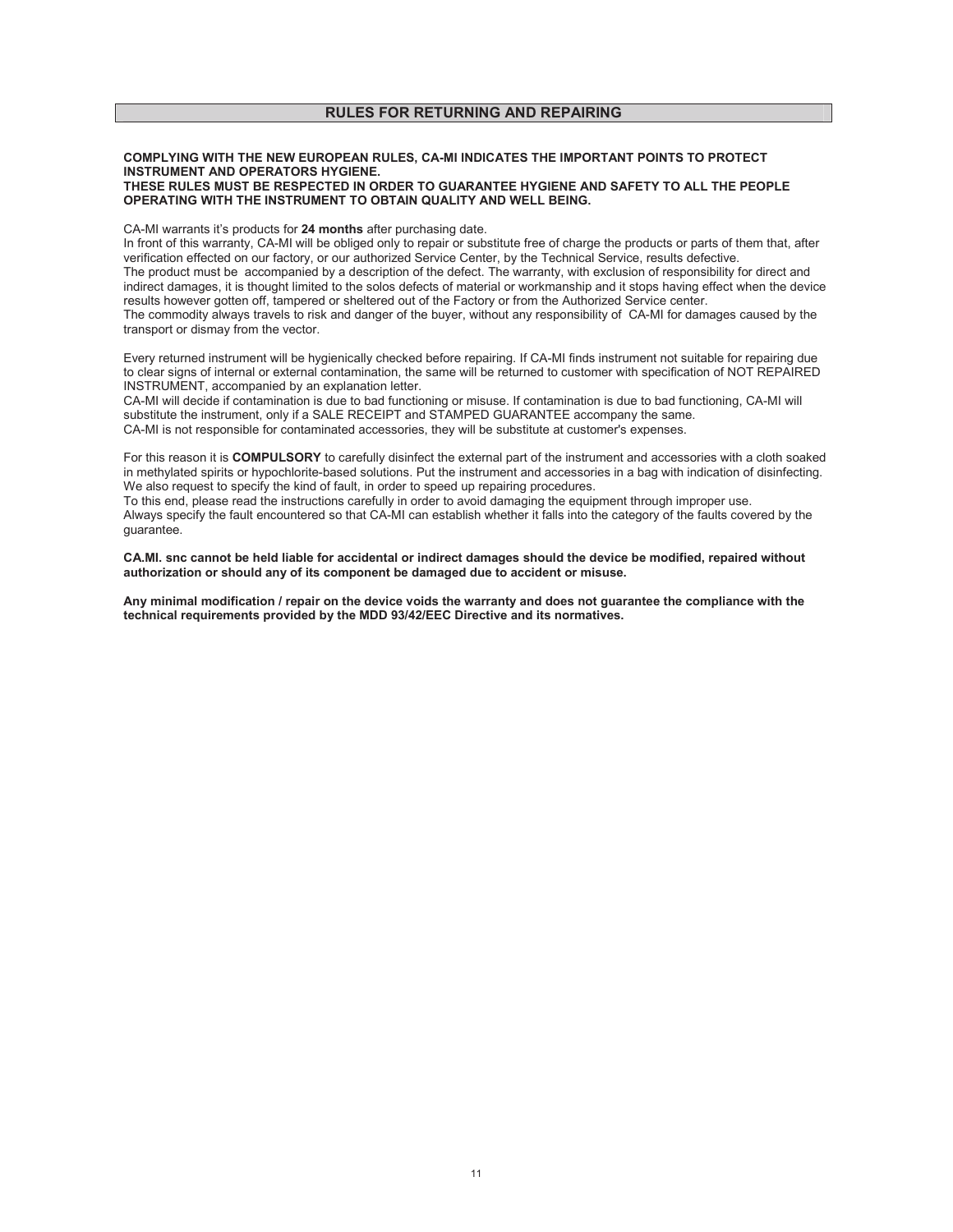## RULES FOR RETURNING AND REPAIRING

**COMPLYING WITH THE NEW EUROPEAN RULES, CA-MI INDICATES THE IMPORTANT POINTS TO PROTECT INSTRUMENT AND OPERATORS HYGIENE.**
**THESE RULES MUST BE RESPECTED IN ORDER TO GUARANTEE HYGIENE AND SAFETY TO ALL THE PEOPLE OPERATING WITH THE INSTRUMENT TO OBTAIN QUALITY AND WELL BEING.**

CA-MI warrants it's products for **24 months** after purchasing date.
In front of this warranty, CA-MI will be obliged only to repair or substitute free of charge the products or parts of them that, after verification effected on our factory, or our authorized Service Center, by the Technical Service, results defective.
The product must be accompanied by a description of the defect. The warranty, with exclusion of responsibility for direct and indirect damages, it is thought limited to the solos defects of material or workmanship and it stops having effect when the device results however gotten off, tampered or sheltered out of the Factory or from the Authorized Service center.
The commodity always travels to risk and danger of the buyer, without any responsibility of CA-MI for damages caused by the transport or dismay from the vector.

Every returned instrument will be hygienically checked before repairing. If CA-MI finds instrument not suitable for repairing due to clear signs of internal or external contamination, the same will be returned to customer with specification of NOT REPAIRED INSTRUMENT, accompanied by an explanation letter.
CA-MI will decide if contamination is due to bad functioning or misuse. If contamination is due to bad functioning, CA-MI will substitute the instrument, only if a SALE RECEIPT and STAMPED GUARANTEE accompany the same.
CA-MI is not responsible for contaminated accessories, they will be substitute at customer's expenses.

For this reason it is **COMPULSORY** to carefully disinfect the external part of the instrument and accessories with a cloth soaked in methylated spirits or hypochlorite-based solutions. Put the instrument and accessories in a bag with indication of disinfecting. We also request to specify the kind of fault, in order to speed up repairing procedures.
To this end, please read the instructions carefully in order to avoid damaging the equipment through improper use.
Always specify the fault encountered so that CA-MI can establish whether it falls into the category of the faults covered by the guarantee.

**CA.MI. snc cannot be held liable for accidental or indirect damages should the device be modified, repaired without authorization or should any of its component be damaged due to accident or misuse.**

**Any minimal modification / repair on the device voids the warranty and does not guarantee the compliance with the technical requirements provided by the MDD 93/42/EEC Directive and its normatives.**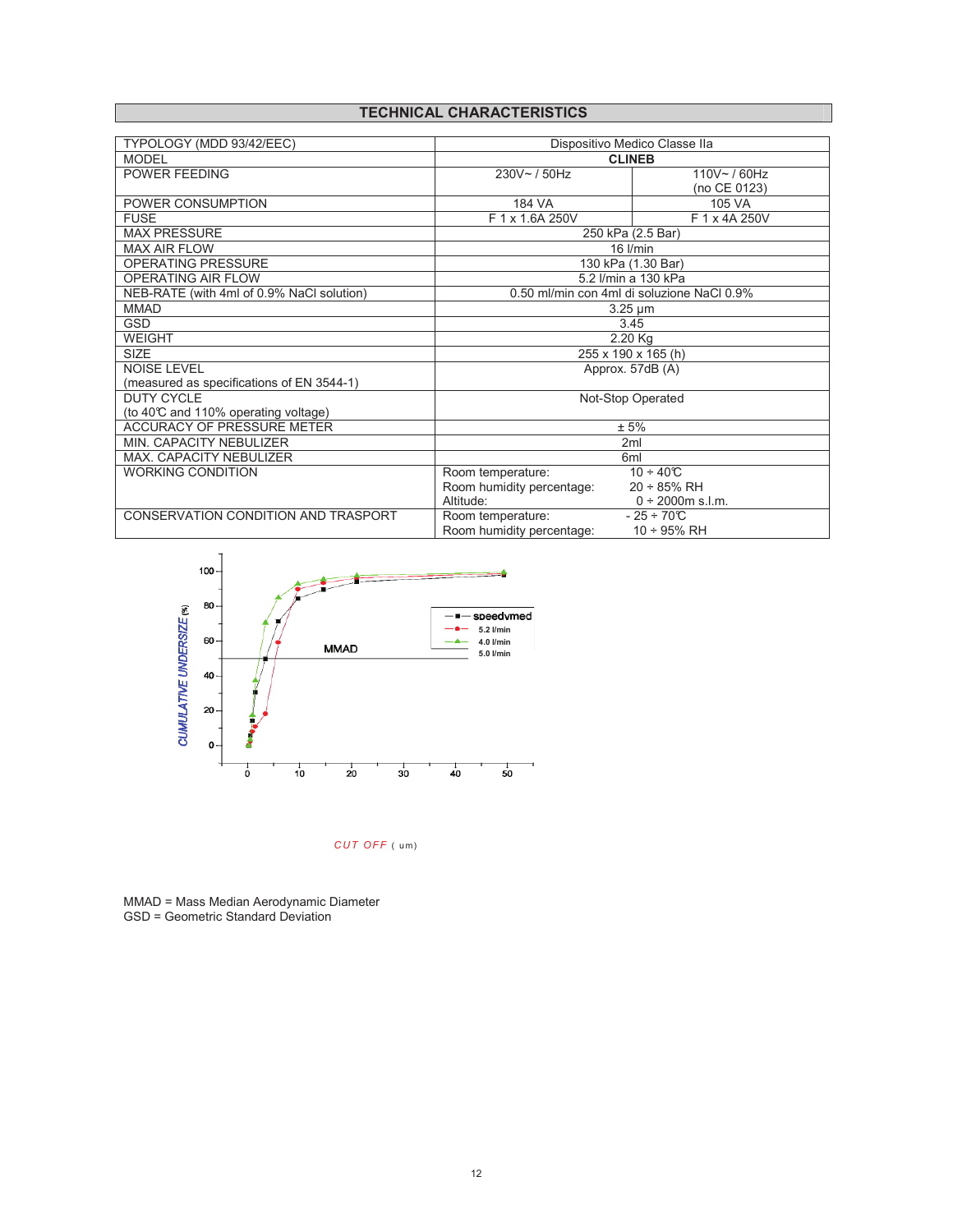## TECHNICAL CHARACTERISTICS

| | | |
|---|---|---|
| TYPOLOGY (MDD 93/42/EEC) | Dispositivo Medico Classe IIa | |
| MODEL | **CLINEB** | |
| POWER FEEDING | 230V~ / 50Hz | 110V~ / 60Hz (no CE 0123) |
| POWER CONSUMPTION | 184 VA | 105 VA |
| FUSE | F 1 x 1.6A 250V | F 1 x 4A 250V |
| MAX PRESSURE | 250 kPa (2.5 Bar) | |
| MAX AIR FLOW | 16 l/min | |
| OPERATING PRESSURE | 130 kPa (1.30 Bar) | |
| OPERATING AIR FLOW | 5.2 l/min a 130 kPa | |
| NEB-RATE (with 4ml of 0.9% NaCl solution) | 0.50 ml/min con 4ml di soluzione NaCl 0.9% | |
| MMAD | 3.25 µm | |
| GSD | 3.45 | |
| WEIGHT | 2.20 Kg | |
| SIZE | 255 x 190 x 165 (h) | |
| NOISE LEVEL (measured as specifications of EN 3544-1) | Approx. 57dB (A) | |
| DUTY CYCLE (to 40℃ and 110% operating voltage) | Not-Stop Operated | |
| ACCURACY OF PRESSURE METER | ± 5% | |
| MIN. CAPACITY NEBULIZER | 2ml | |
| MAX. CAPACITY NEBULIZER | 6ml | |
| WORKING CONDITION | Room temperature: 10 ÷ 40℃<br>Room humidity percentage: 20 ÷ 85% RH<br>Altitude: 0 ÷ 2000m s.l.m. | |
| CONSERVATION CONDITION AND TRASPORT | Room temperature: - 25 ÷ 70℃<br>Room humidity percentage: 10 ÷ 95% RH | |

CUMULATIVE UNDERSIZE (%)

MMAD

speedymed
5.2 l/min
4.0 l/min
5.0 l/min

CUT OFF ( um)

MMAD = Mass Median Aerodynamic Diameter
GSD = Geometric Standard Deviation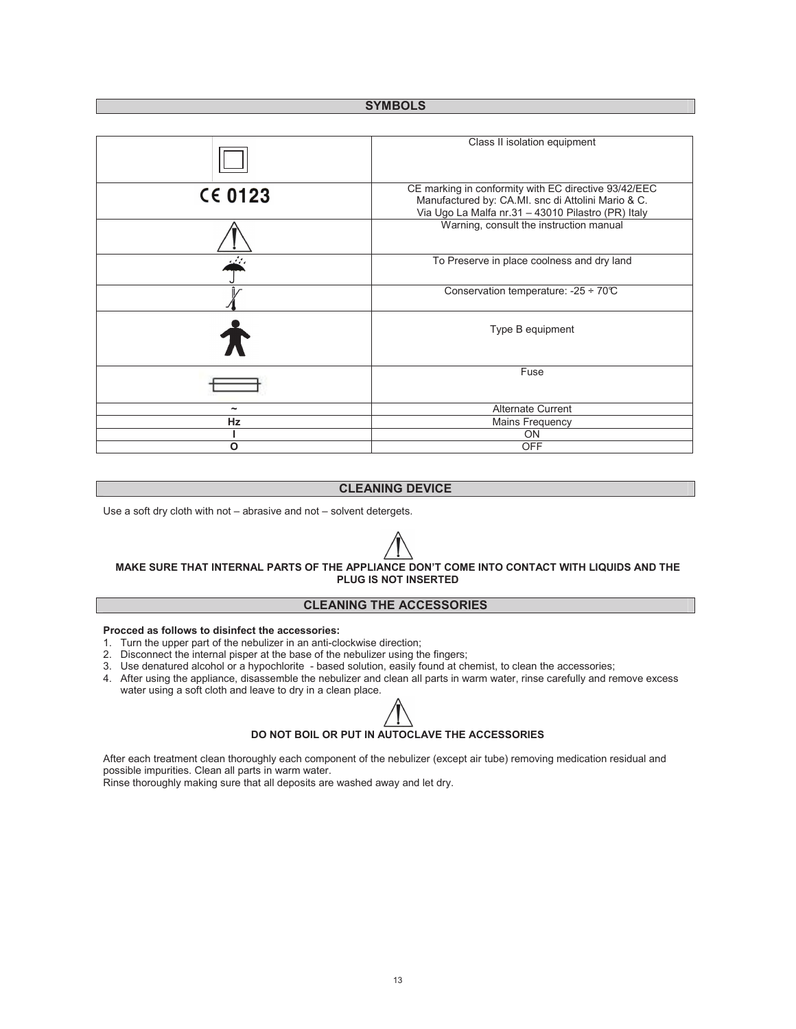## SYMBOLS

| Symbol | Description |
|---|---|
| ☐ | Class II isolation equipment |
| CE 0123 | CE marking in conformity with EC directive 93/42/EEC<br>Manufactured by: CA.MI. snc di Attolini Mario & C.<br>Via Ugo La Malfa nr.31 – 43010 Pilastro (PR) Italy |
| ⚠ | Warning, consult the instruction manual |
| ☂ | To Preserve in place coolness and dry land |
| 🌡 | Conservation temperature: -25 ÷ 70℃ |
| 🚶 | Type B equipment |
| ⊟ | Fuse |
| ~ | Alternate Current |
| Hz | Mains Frequency |
| I | ON |
| O | OFF |

## CLEANING DEVICE

Use a soft dry cloth with not – abrasive and not – solvent detergets.

⚠

**MAKE SURE THAT INTERNAL PARTS OF THE APPLIANCE DON'T COME INTO CONTACT WITH LIQUIDS AND THE PLUG IS NOT INSERTED**

## CLEANING THE ACCESSORIES

**Procced as follows to disinfect the accessories:**

1. Turn the upper part of the nebulizer in an anti-clockwise direction;
2. Disconnect the internal pisper at the base of the nebulizer using the fingers;
3. Use denatured alcohol or a hypochlorite - based solution, easily found at chemist, to clean the accessories;
4. After using the appliance, disassemble the nebulizer and clean all parts in warm water, rinse carefully and remove excess water using a soft cloth and leave to dry in a clean place.

⚠

**DO NOT BOIL OR PUT IN AUTOCLAVE THE ACCESSORIES**

After each treatment clean thoroughly each component of the nebulizer (except air tube) removing medication residual and possible impurities. Clean all parts in warm water.
Rinse thoroughly making sure that all deposits are washed away and let dry.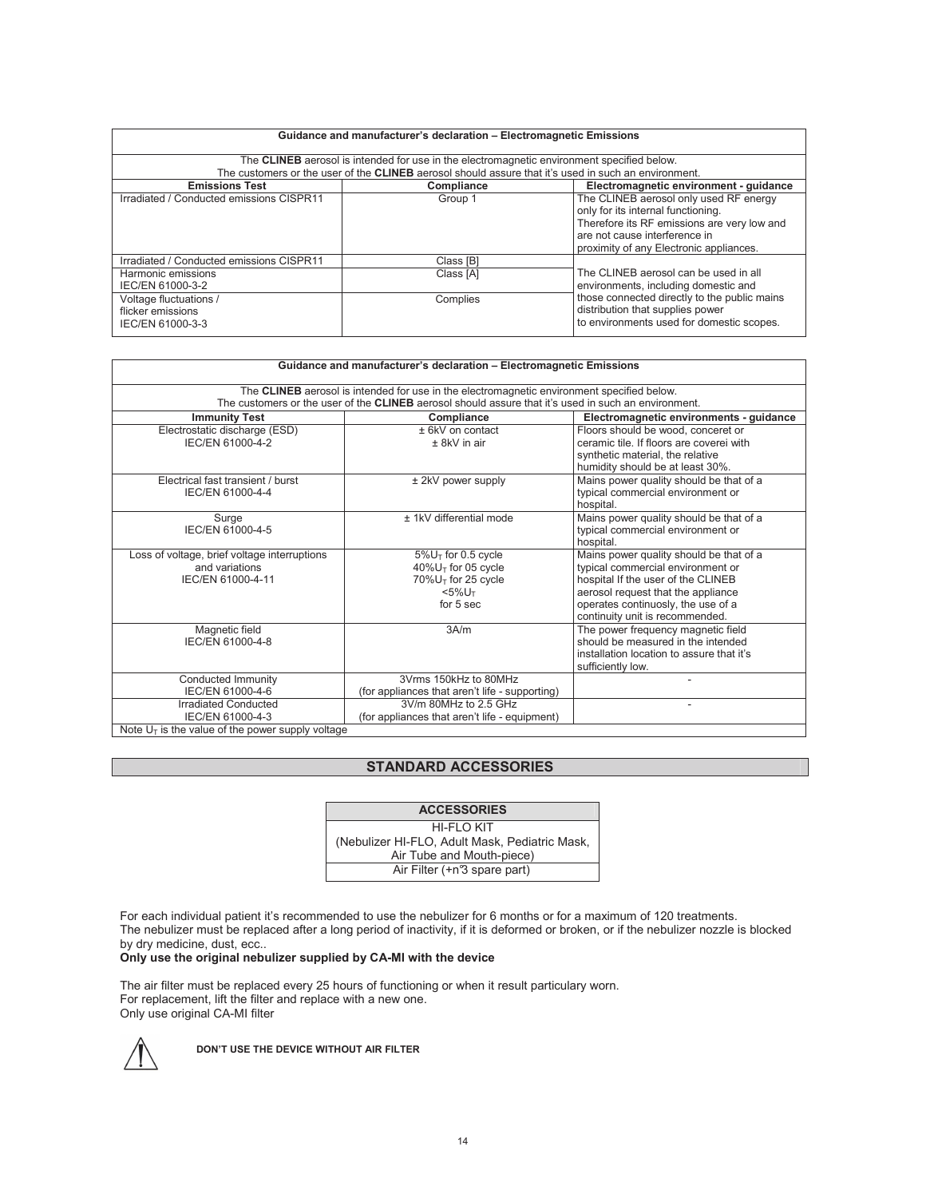| Guidance and manufacturer's declaration – Electromagnetic Emissions | | |
|---|---|---|
| The **CLINEB** aerosol is intended for use in the electromagnetic environment specified below. The customers or the user of the **CLINEB** aerosol should assure that it's used in such an environment. | | |
| **Emissions Test** | **Compliance** | **Electromagnetic environment - guidance** |
| Irradiated / Conducted emissions CISPR11 | Group 1 | The CLINEB aerosol only used RF energy only for its internal functioning. Therefore its RF emissions are very low and are not cause interference in proximity of any Electronic appliances. |
| Irradiated / Conducted emissions CISPR11 | Class [B] | The CLINEB aerosol can be used in all environments, including domestic and those connected directly to the public mains distribution that supplies power to environments used for domestic scopes. |
| Harmonic emissions IEC/EN 61000-3-2 | Class [A] | |
| Voltage fluctuations / flicker emissions IEC/EN 61000-3-3 | Complies | |

| Guidance and manufacturer's declaration – Electromagnetic Emissions | | |
|---|---|---|
| The **CLINEB** aerosol is intended for use in the electromagnetic environment specified below. The customers or the user of the **CLINEB** aerosol should assure that it's used in such an environment. | | |
| **Immunity Test** | **Compliance** | **Electromagnetic environments - guidance** |
| Electrostatic discharge (ESD) IEC/EN 61000-4-2 | ± 6kV on contact<br>± 8kV in air | Floors should be wood, conceret or ceramic tile. If floors are coverei with synthetic material, the relative humidity should be at least 30%. |
| Electrical fast transient / burst IEC/EN 61000-4-4 | ± 2kV power supply | Mains power quality should be that of a typical commercial environment or hospital. |
| Surge IEC/EN 61000-4-5 | ± 1kV differential mode | Mains power quality should be that of a typical commercial environment or hospital. |
| Loss of voltage, brief voltage interruptions and variations IEC/EN 61000-4-11 | 5%$U_T$ for 0.5 cycle<br>40%$U_T$ for 05 cycle<br>70%$U_T$ for 25 cycle<br><5%$U_T$<br>for 5 sec | Mains power quality should be that of a typical commercial environment or hospital If the user of the CLINEB aerosol request that the appliance operates continuosly, the use of a continuity unit is recommended. |
| Magnetic field IEC/EN 61000-4-8 | 3A/m | The power frequency magnetic field should be measured in the intended installation location to assure that it's sufficiently low. |
| Conducted Immunity IEC/EN 61000-4-6 | 3Vrms 150kHz to 80MHz (for appliances that aren't life - supporting) | - |
| Irradiated Conducted IEC/EN 61000-4-3 | 3V/m 80MHz to 2.5 GHz (for appliances that aren't life - equipment) | - |
| Note $U_T$ is the value of the power supply voltage | | |

## STANDARD ACCESSORIES

| ACCESSORIES |
|---|
| HI-FLO KIT<br>(Nebulizer HI-FLO, Adult Mask, Pediatric Mask, Air Tube and Mouth-piece) |
| Air Filter (+n°3 spare part) |

For each individual patient it's recommended to use the nebulizer for 6 months or for a maximum of 120 treatments.
The nebulizer must be replaced after a long period of inactivity, if it is deformed or broken, or if the nebulizer nozzle is blocked by dry medicine, dust, ecc..

**Only use the original nebulizer supplied by CA-MI with the device**

The air filter must be replaced every 25 hours of functioning or when it result particulary worn.
For replacement, lift the filter and replace with a new one.
Only use original CA-MI filter

**DON'T USE THE DEVICE WITHOUT AIR FILTER**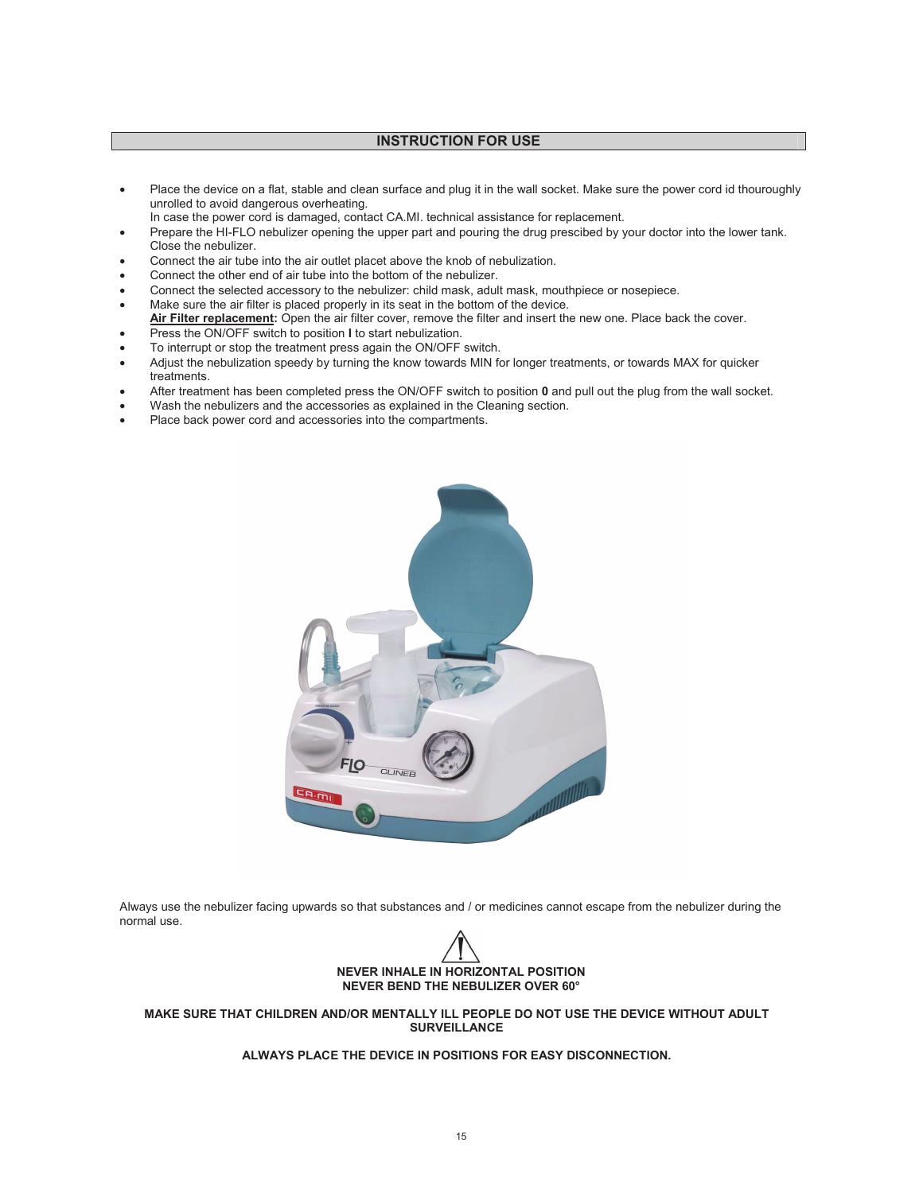## INSTRUCTION FOR USE

- Place the device on a flat, stable and clean surface and plug it in the wall socket. Make sure the power cord id thouroughly unrolled to avoid dangerous overheating.
  In case the power cord is damaged, contact CA.MI. technical assistance for replacement.
- Prepare the HI-FLO nebulizer opening the upper part and pouring the drug prescibed by your doctor into the lower tank. Close the nebulizer.
- Connect the air tube into the air outlet placet above the knob of nebulization.
- Connect the other end of air tube into the bottom of the nebulizer.
- Connect the selected accessory to the nebulizer: child mask, adult mask, mouthpiece or nosepiece.
- Make sure the air filter is placed properly in its seat in the bottom of the device.
  **Air Filter replacement:** Open the air filter cover, remove the filter and insert the new one. Place back the cover.
- Press the ON/OFF switch to position **I** to start nebulization.
- To interrupt or stop the treatment press again the ON/OFF switch.
- Adjust the nebulization speedy by turning the know towards MIN for longer treatments, or towards MAX for quicker treatments.
- After treatment has been completed press the ON/OFF switch to position **0** and pull out the plug from the wall socket.
- Wash the nebulizers and the accessories as explained in the Cleaning section.
- Place back power cord and accessories into the compartments.

Always use the nebulizer facing upwards so that substances and / or medicines cannot escape from the nebulizer during the normal use.

**NEVER INHALE IN HORIZONTAL POSITION**
**NEVER BEND THE NEBULIZER OVER 60°**

**MAKE SURE THAT CHILDREN AND/OR MENTALLY ILL PEOPLE DO NOT USE THE DEVICE WITHOUT ADULT SURVEILLANCE**

**ALWAYS PLACE THE DEVICE IN POSITIONS FOR EASY DISCONNECTION.**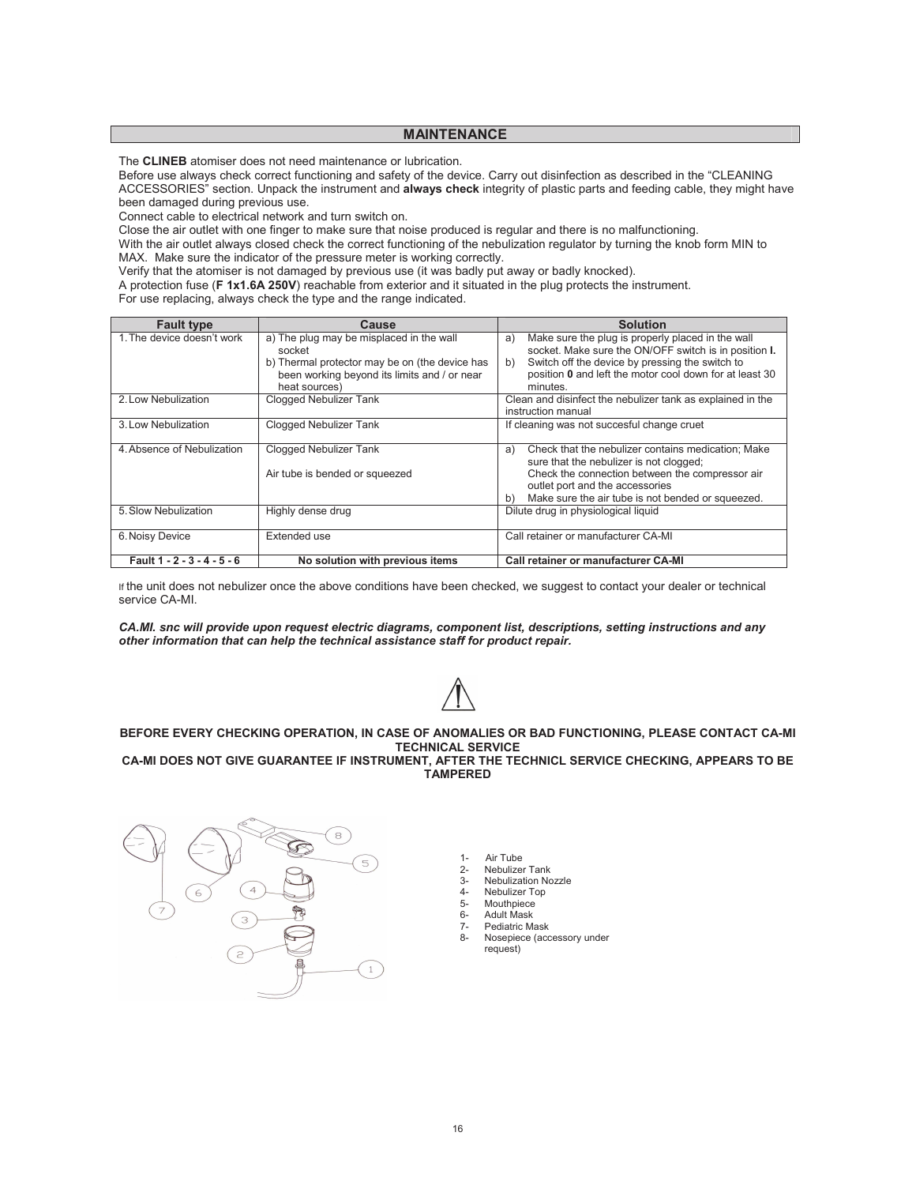## MAINTENANCE

The **CLINEB** atomiser does not need maintenance or lubrication.
Before use always check correct functioning and safety of the device. Carry out disinfection as described in the "CLEANING ACCESSORIES" section. Unpack the instrument and **always check** integrity of plastic parts and feeding cable, they might have been damaged during previous use.
Connect cable to electrical network and turn switch on.
Close the air outlet with one finger to make sure that noise produced is regular and there is no malfunctioning.
With the air outlet always closed check the correct functioning of the nebulization regulator by turning the knob form MIN to MAX. Make sure the indicator of the pressure meter is working correctly.
Verify that the atomiser is not damaged by previous use (it was badly put away or badly knocked).
A protection fuse (**F 1x1.6A 250V**) reachable from exterior and it situated in the plug protects the instrument.
For use replacing, always check the type and the range indicated.

| Fault type | Cause | Solution |
|---|---|---|
| 1. The device doesn't work | a) The plug may be misplaced in the wall socket<br>b) Thermal protector may be on (the device has been working beyond its limits and / or near heat sources) | a) Make sure the plug is properly placed in the wall socket. Make sure the ON/OFF switch is in position **I.**<br>b) Switch off the device by pressing the switch to position **0** and left the motor cool down for at least 30 minutes. |
| 2. Low Nebulization | Clogged Nebulizer Tank | Clean and disinfect the nebulizer tank as explained in the instruction manual |
| 3. Low Nebulization | Clogged Nebulizer Tank | If cleaning was not succesful change cruet |
| 4. Absence of Nebulization | Clogged Nebulizer Tank<br><br>Air tube is bended or squeezed | a) Check that the nebulizer contains medication; Make sure that the nebulizer is not clogged; Check the connection between the compressor air outlet port and the accessories<br>b) Make sure the air tube is not bended or squeezed. |
| 5. Slow Nebulization | Highly dense drug | Dilute drug in physiological liquid |
| 6. Noisy Device | Extended use | Call retainer or manufacturer CA-MI |
| **Fault 1 - 2 - 3 - 4 - 5 - 6** | **No solution with previous items** | **Call retainer or manufacturer CA-MI** |

If the unit does not nebulizer once the above conditions have been checked, we suggest to contact your dealer or technical service CA-MI.

***CA.MI. snc will provide upon request electric diagrams, component list, descriptions, setting instructions and any other information that can help the technical assistance staff for product repair.***

**BEFORE EVERY CHECKING OPERATION, IN CASE OF ANOMALIES OR BAD FUNCTIONING, PLEASE CONTACT CA-MI TECHNICAL SERVICE**
**CA-MI DOES NOT GIVE GUARANTEE IF INSTRUMENT, AFTER THE TECHNICL SERVICE CHECKING, APPEARS TO BE TAMPERED**

8
5
6
4
7
3
2
1

1- Air Tube
2- Nebulizer Tank
3- Nebulization Nozzle
4- Nebulizer Top
5- Mouthpiece
6- Adult Mask
7- Pediatric Mask
8- Nosepiece (accessory under request)